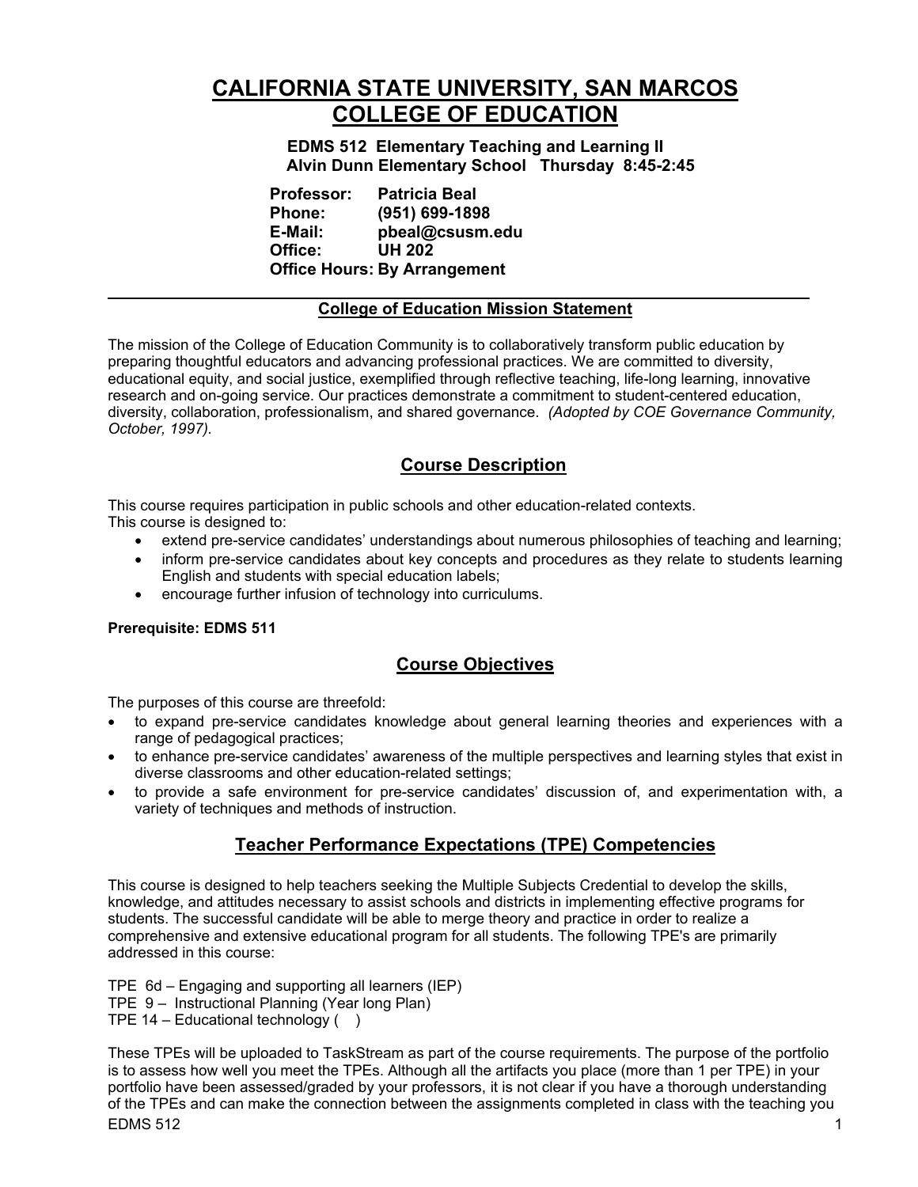# CALIFORNIA STATE UNIVERSITY, SAN MARCOS
# COLLEGE OF EDUCATION

**EDMS 512 Elementary Teaching and Learning II**
**Alvin Dunn Elementary School Thursday 8:45-2:45**

**Professor:** **Patricia Beal**
**Phone:** **(951) 699-1898**
**E-Mail:** **pbeal@csusm.edu**
**Office:** **UH 202**
**Office Hours: By Arrangement**

---

## College of Education Mission Statement

The mission of the College of Education Community is to collaboratively transform public education by preparing thoughtful educators and advancing professional practices. We are committed to diversity, educational equity, and social justice, exemplified through reflective teaching, life-long learning, innovative research and on-going service. Our practices demonstrate a commitment to student-centered education, diversity, collaboration, professionalism, and shared governance. *(Adopted by COE Governance Community, October, 1997).*

## Course Description

This course requires participation in public schools and other education-related contexts.
This course is designed to:

- extend pre-service candidates' understandings about numerous philosophies of teaching and learning;
- inform pre-service candidates about key concepts and procedures as they relate to students learning English and students with special education labels;
- encourage further infusion of technology into curriculums.

**Prerequisite: EDMS 511**

## Course Objectives

The purposes of this course are threefold:

- to expand pre-service candidates knowledge about general learning theories and experiences with a range of pedagogical practices;
- to enhance pre-service candidates' awareness of the multiple perspectives and learning styles that exist in diverse classrooms and other education-related settings;
- to provide a safe environment for pre-service candidates' discussion of, and experimentation with, a variety of techniques and methods of instruction.

## Teacher Performance Expectations (TPE) Competencies

This course is designed to help teachers seeking the Multiple Subjects Credential to develop the skills, knowledge, and attitudes necessary to assist schools and districts in implementing effective programs for students. The successful candidate will be able to merge theory and practice in order to realize a comprehensive and extensive educational program for all students. The following TPE's are primarily addressed in this course:

TPE 6d – Engaging and supporting all learners (IEP)
TPE 9 – Instructional Planning (Year long Plan)
TPE 14 – Educational technology ( )

These TPEs will be uploaded to TaskStream as part of the course requirements. The purpose of the portfolio is to assess how well you meet the TPEs. Although all the artifacts you place (more than 1 per TPE) in your portfolio have been assessed/graded by your professors, it is not clear if you have a thorough understanding of the TPEs and can make the connection between the assignments completed in class with the teaching you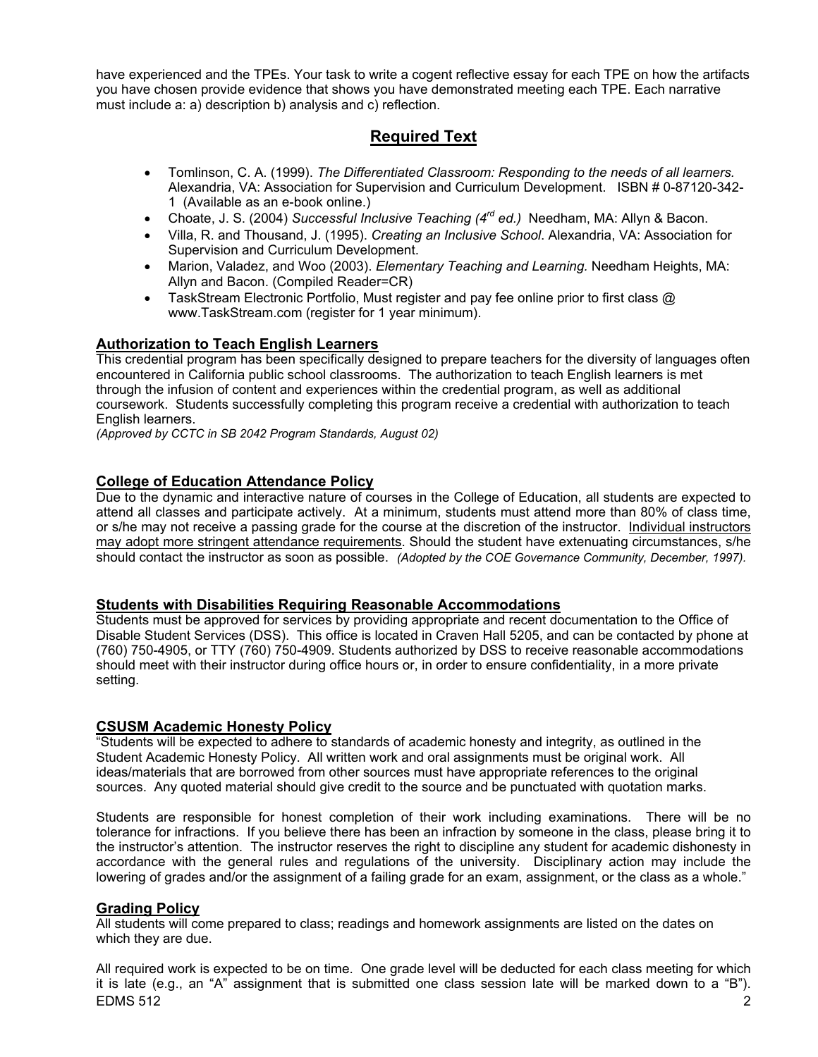have experienced and the TPEs. Your task to write a cogent reflective essay for each TPE on how the artifacts you have chosen provide evidence that shows you have demonstrated meeting each TPE. Each narrative must include a: a) description b) analysis and c) reflection.

## Required Text

- Tomlinson, C. A. (1999). *The Differentiated Classroom: Responding to the needs of all learners.* Alexandria, VA: Association for Supervision and Curriculum Development. ISBN # 0-87120-342-1 (Available as an e-book online.)
- Choate, J. S. (2004) *Successful Inclusive Teaching (4th ed.)* Needham, MA: Allyn & Bacon.
- Villa, R. and Thousand, J. (1995). *Creating an Inclusive School*. Alexandria, VA: Association for Supervision and Curriculum Development.
- Marion, Valadez, and Woo (2003). *Elementary Teaching and Learning.* Needham Heights, MA: Allyn and Bacon. (Compiled Reader=CR)
- TaskStream Electronic Portfolio, Must register and pay fee online prior to first class @ www.TaskStream.com (register for 1 year minimum).

### Authorization to Teach English Learners

This credential program has been specifically designed to prepare teachers for the diversity of languages often encountered in California public school classrooms. The authorization to teach English learners is met through the infusion of content and experiences within the credential program, as well as additional coursework. Students successfully completing this program receive a credential with authorization to teach English learners.
*(Approved by CCTC in SB 2042 Program Standards, August 02)*

### College of Education Attendance Policy

Due to the dynamic and interactive nature of courses in the College of Education, all students are expected to attend all classes and participate actively. At a minimum, students must attend more than 80% of class time, or s/he may not receive a passing grade for the course at the discretion of the instructor. Individual instructors may adopt more stringent attendance requirements. Should the student have extenuating circumstances, s/he should contact the instructor as soon as possible. *(Adopted by the COE Governance Community, December, 1997).*

### Students with Disabilities Requiring Reasonable Accommodations

Students must be approved for services by providing appropriate and recent documentation to the Office of Disable Student Services (DSS). This office is located in Craven Hall 5205, and can be contacted by phone at (760) 750-4905, or TTY (760) 750-4909. Students authorized by DSS to receive reasonable accommodations should meet with their instructor during office hours or, in order to ensure confidentiality, in a more private setting.

### CSUSM Academic Honesty Policy

"Students will be expected to adhere to standards of academic honesty and integrity, as outlined in the Student Academic Honesty Policy. All written work and oral assignments must be original work. All ideas/materials that are borrowed from other sources must have appropriate references to the original sources. Any quoted material should give credit to the source and be punctuated with quotation marks.

Students are responsible for honest completion of their work including examinations. There will be no tolerance for infractions. If you believe there has been an infraction by someone in the class, please bring it to the instructor's attention. The instructor reserves the right to discipline any student for academic dishonesty in accordance with the general rules and regulations of the university. Disciplinary action may include the lowering of grades and/or the assignment of a failing grade for an exam, assignment, or the class as a whole."

### Grading Policy

All students will come prepared to class; readings and homework assignments are listed on the dates on which they are due.

All required work is expected to be on time. One grade level will be deducted for each class meeting for which it is late (e.g., an "A" assignment that is submitted one class session late will be marked down to a "B").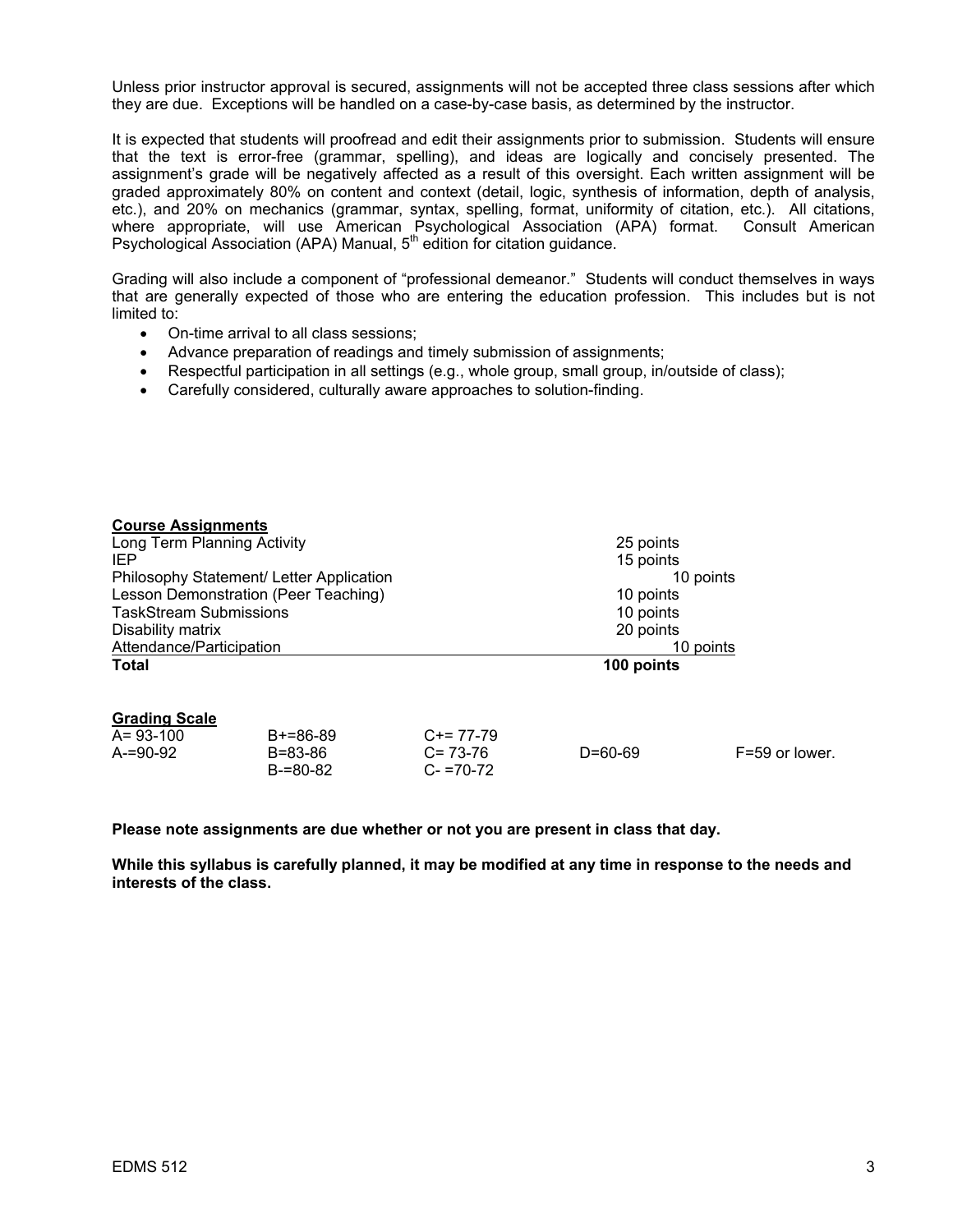Unless prior instructor approval is secured, assignments will not be accepted three class sessions after which they are due. Exceptions will be handled on a case-by-case basis, as determined by the instructor.

It is expected that students will proofread and edit their assignments prior to submission. Students will ensure that the text is error-free (grammar, spelling), and ideas are logically and concisely presented. The assignment's grade will be negatively affected as a result of this oversight. Each written assignment will be graded approximately 80% on content and context (detail, logic, synthesis of information, depth of analysis, etc.), and 20% on mechanics (grammar, syntax, spelling, format, uniformity of citation, etc.). All citations, where appropriate, will use American Psychological Association (APA) format. Consult American Psychological Association (APA) Manual, 5th edition for citation guidance.

Grading will also include a component of "professional demeanor." Students will conduct themselves in ways that are generally expected of those who are entering the education profession. This includes but is not limited to:

- On-time arrival to all class sessions;
- Advance preparation of readings and timely submission of assignments;
- Respectful participation in all settings (e.g., whole group, small group, in/outside of class);
- Carefully considered, culturally aware approaches to solution-finding.

**Course Assignments**

| | |
|---|---|
| Long Term Planning Activity | 25 points |
| IEP | 15 points |
| Philosophy Statement/ Letter Application | 10 points |
| Lesson Demonstration (Peer Teaching) | 10 points |
| TaskStream Submissions | 10 points |
| Disability matrix | 20 points |
| Attendance/Participation | 10 points |
| **Total** | **100 points** |

**Grading Scale**

| | | | | |
|---|---|---|---|---|
| A= 93-100 | B+=86-89 | C+= 77-79 | | |
| A-=90-92 | B=83-86 | C= 73-76 | D=60-69 | F=59 or lower. |
| | B-=80-82 | C- =70-72 | | |

**Please note assignments are due whether or not you are present in class that day.**

**While this syllabus is carefully planned, it may be modified at any time in response to the needs and interests of the class.**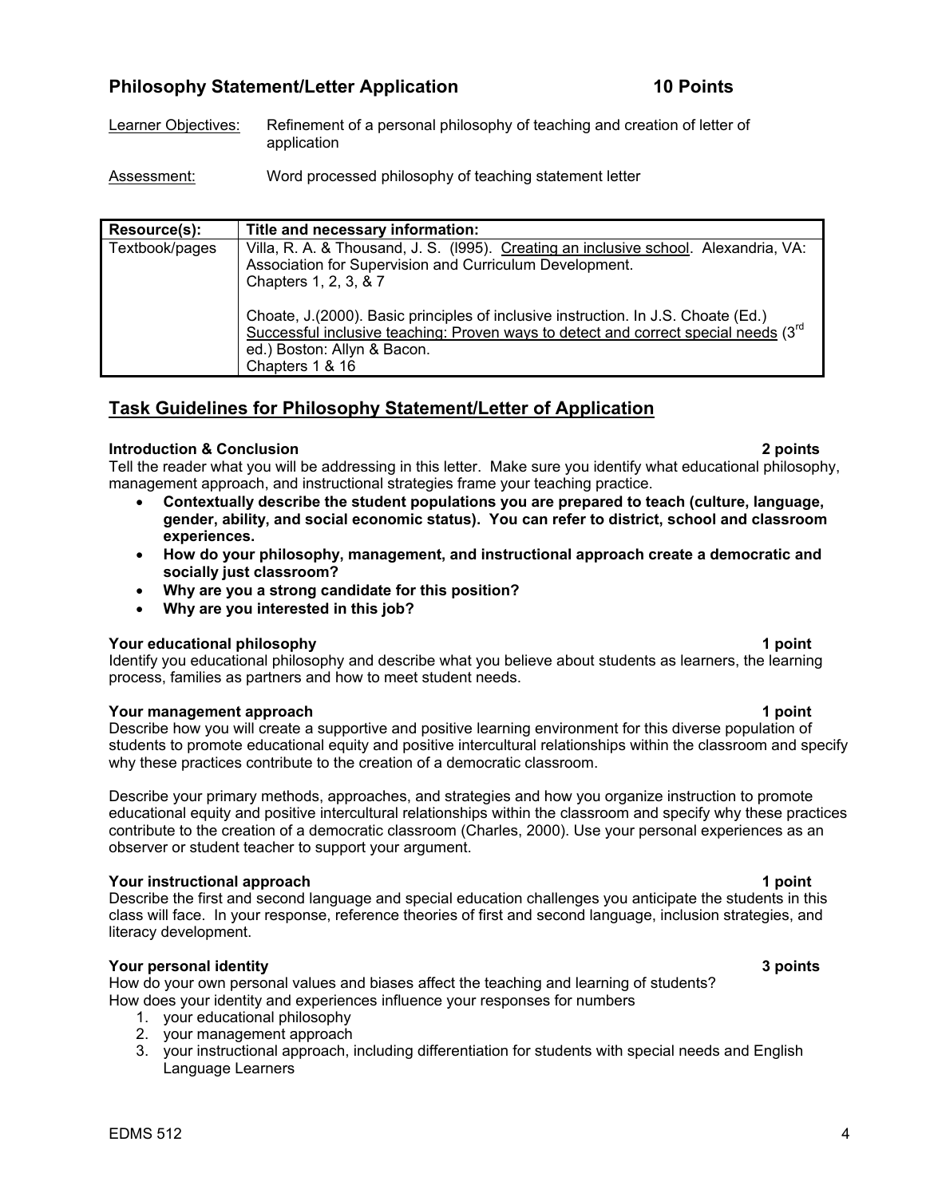## Philosophy Statement/Letter Application 10 Points

Learner Objectives: Refinement of a personal philosophy of teaching and creation of letter of application

Assessment: Word processed philosophy of teaching statement letter

| Resource(s): | Title and necessary information: |
|---|---|
| Textbook/pages | Villa, R. A. & Thousand, J. S. (l995). Creating an inclusive school. Alexandria, VA: Association for Supervision and Curriculum Development. Chapters 1, 2, 3, & 7<br><br>Choate, J.(2000). Basic principles of inclusive instruction. In J.S. Choate (Ed.) Successful inclusive teaching: Proven ways to detect and correct special needs (3rd ed.) Boston: Allyn & Bacon. Chapters 1 & 16 |

## Task Guidelines for Philosophy Statement/Letter of Application

**Introduction & Conclusion 2 points**

Tell the reader what you will be addressing in this letter. Make sure you identify what educational philosophy, management approach, and instructional strategies frame your teaching practice.

- **Contextually describe the student populations you are prepared to teach (culture, language, gender, ability, and social economic status). You can refer to district, school and classroom experiences.**
- **How do your philosophy, management, and instructional approach create a democratic and socially just classroom?**
- **Why are you a strong candidate for this position?**
- **Why are you interested in this job?**

**Your educational philosophy 1 point**

Identify you educational philosophy and describe what you believe about students as learners, the learning process, families as partners and how to meet student needs.

**Your management approach 1 point**

Describe how you will create a supportive and positive learning environment for this diverse population of students to promote educational equity and positive intercultural relationships within the classroom and specify why these practices contribute to the creation of a democratic classroom.

Describe your primary methods, approaches, and strategies and how you organize instruction to promote educational equity and positive intercultural relationships within the classroom and specify why these practices contribute to the creation of a democratic classroom (Charles, 2000). Use your personal experiences as an observer or student teacher to support your argument.

**Your instructional approach 1 point**

Describe the first and second language and special education challenges you anticipate the students in this class will face. In your response, reference theories of first and second language, inclusion strategies, and literacy development.

**Your personal identity 3 points**

How do your own personal values and biases affect the teaching and learning of students?
How does your identity and experiences influence your responses for numbers

1. your educational philosophy
2. your management approach
3. your instructional approach, including differentiation for students with special needs and English Language Learners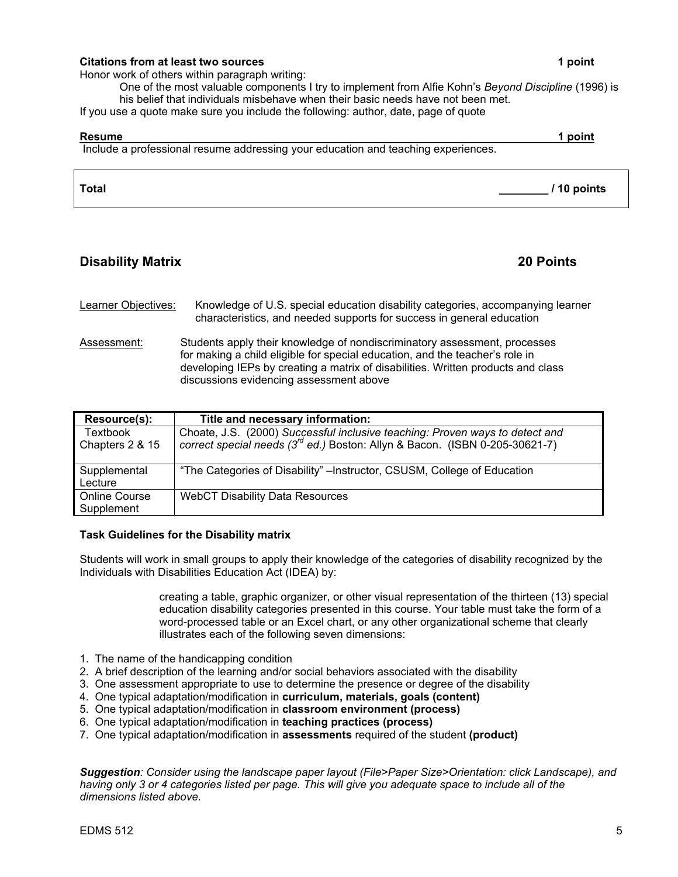**Citations from at least two sources** **1 point**

Honor work of others within paragraph writing:

> One of the most valuable components I try to implement from Alfie Kohn's *Beyond Discipline* (1996) is his belief that individuals misbehave when their basic needs have not been met.

If you use a quote make sure you include the following: author, date, page of quote

**Resume** **1 point**

Include a professional resume addressing your education and teaching experiences.

| **Total** | **________ / 10 points** |
|---|---|

## Disability Matrix 20 Points

Learner Objectives: Knowledge of U.S. special education disability categories, accompanying learner characteristics, and needed supports for success in general education

Assessment: Students apply their knowledge of nondiscriminatory assessment, processes for making a child eligible for special education, and the teacher's role in developing IEPs by creating a matrix of disabilities. Written products and class discussions evidencing assessment above

| Resource(s): | Title and necessary information: |
|---|---|
| Textbook Chapters 2 & 15 | Choate, J.S. (2000) *Successful inclusive teaching: Proven ways to detect and correct special needs (3rd ed.)* Boston: Allyn & Bacon. (ISBN 0-205-30621-7) |
| Supplemental Lecture | "The Categories of Disability" –Instructor, CSUSM, College of Education |
| Online Course Supplement | WebCT Disability Data Resources |

**Task Guidelines for the Disability matrix**

Students will work in small groups to apply their knowledge of the categories of disability recognized by the Individuals with Disabilities Education Act (IDEA) by:

> creating a table, graphic organizer, or other visual representation of the thirteen (13) special education disability categories presented in this course. Your table must take the form of a word-processed table or an Excel chart, or any other organizational scheme that clearly illustrates each of the following seven dimensions:

1. The name of the handicapping condition
2. A brief description of the learning and/or social behaviors associated with the disability
3. One assessment appropriate to use to determine the presence or degree of the disability
4. One typical adaptation/modification in **curriculum, materials, goals (content)**
5. One typical adaptation/modification in **classroom environment (process)**
6. One typical adaptation/modification in **teaching practices (process)**
7. One typical adaptation/modification in **assessments** required of the student **(product)**

***Suggestion**: Consider using the landscape paper layout (File>Paper Size>Orientation: click Landscape), and having only 3 or 4 categories listed per page. This will give you adequate space to include all of the dimensions listed above.*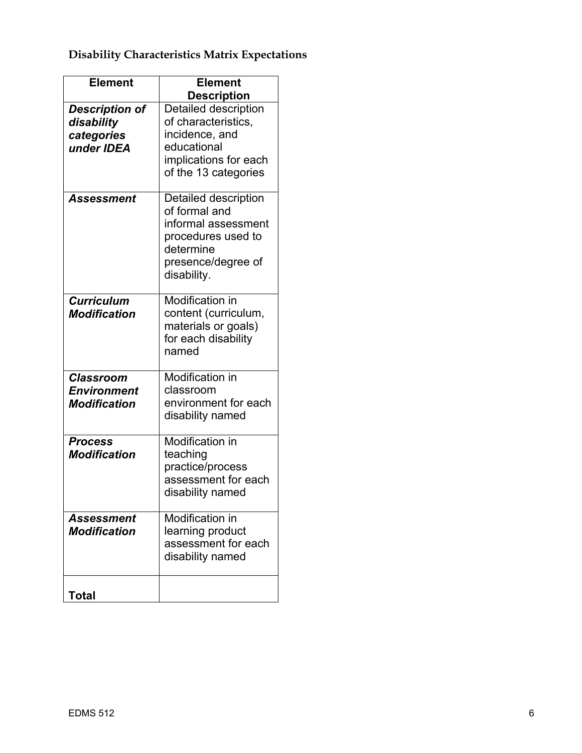**Disability Characteristics Matrix Expectations**

| Element | Element Description |
|---|---|
| ***Description of disability categories under IDEA*** | Detailed description of characteristics, incidence, and educational implications for each of the 13 categories |
| ***Assessment*** | Detailed description of formal and informal assessment procedures used to determine presence/degree of disability. |
| ***Curriculum Modification*** | Modification in content (curriculum, materials or goals) for each disability named |
| ***Classroom Environment Modification*** | Modification in classroom environment for each disability named |
| ***Process Modification*** | Modification in teaching practice/process assessment for each disability named |
| ***Assessment Modification*** | Modification in learning product assessment for each disability named |
| **Total** | |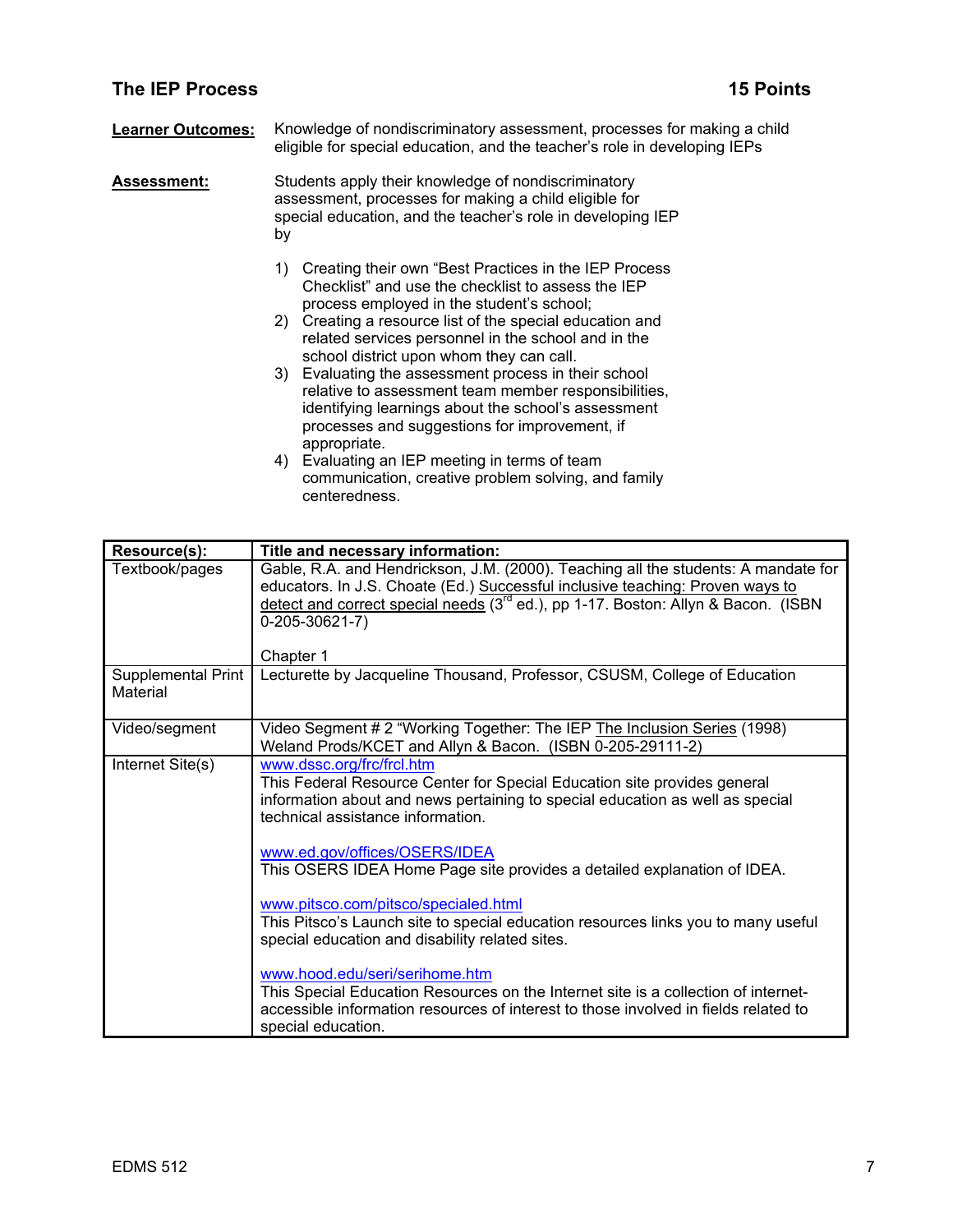## The IEP Process 15 Points

**Learner Outcomes:** Knowledge of nondiscriminatory assessment, processes for making a child eligible for special education, and the teacher's role in developing IEPs

**Assessment:** Students apply their knowledge of nondiscriminatory assessment, processes for making a child eligible for special education, and the teacher's role in developing IEP by

1) Creating their own "Best Practices in the IEP Process Checklist" and use the checklist to assess the IEP process employed in the student's school;
2) Creating a resource list of the special education and related services personnel in the school and in the school district upon whom they can call.
3) Evaluating the assessment process in their school relative to assessment team member responsibilities, identifying learnings about the school's assessment processes and suggestions for improvement, if appropriate.
4) Evaluating an IEP meeting in terms of team communication, creative problem solving, and family centeredness.

| Resource(s): | Title and necessary information: |
|---|---|
| Textbook/pages | Gable, R.A. and Hendrickson, J.M. (2000). Teaching all the students: A mandate for educators. In J.S. Choate (Ed.) Successful inclusive teaching: Proven ways to detect and correct special needs (3rd ed.), pp 1-17. Boston: Allyn & Bacon. (ISBN 0-205-30621-7)<br><br>Chapter 1 |
| Supplemental Print Material | Lecturette by Jacqueline Thousand, Professor, CSUSM, College of Education |
| Video/segment | Video Segment # 2 "Working Together: The IEP The Inclusion Series (1998) Weland Prods/KCET and Allyn & Bacon. (ISBN 0-205-29111-2) |
| Internet Site(s) | www.dssc.org/frc/frcl.htm<br>This Federal Resource Center for Special Education site provides general information about and news pertaining to special education as well as special technical assistance information.<br><br>www.ed.gov/offices/OSERS/IDEA<br>This OSERS IDEA Home Page site provides a detailed explanation of IDEA.<br><br>www.pitsco.com/pitsco/specialed.html<br>This Pitsco's Launch site to special education resources links you to many useful special education and disability related sites.<br><br>www.hood.edu/seri/serihome.htm<br>This Special Education Resources on the Internet site is a collection of internet-accessible information resources of interest to those involved in fields related to special education. |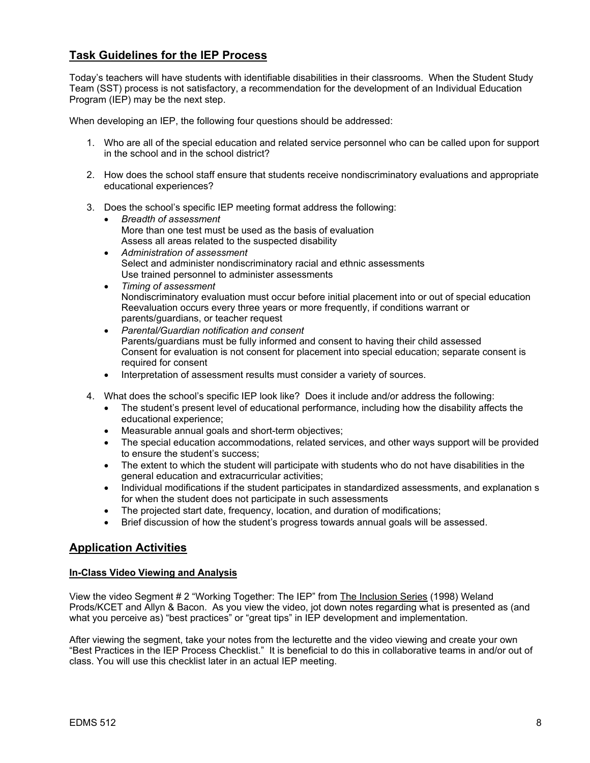## Task Guidelines for the IEP Process

Today's teachers will have students with identifiable disabilities in their classrooms. When the Student Study Team (SST) process is not satisfactory, a recommendation for the development of an Individual Education Program (IEP) may be the next step.

When developing an IEP, the following four questions should be addressed:

1. Who are all of the special education and related service personnel who can be called upon for support in the school and in the school district?

2. How does the school staff ensure that students receive nondiscriminatory evaluations and appropriate educational experiences?

3. Does the school's specific IEP meeting format address the following:
   - *Breadth of assessment*
     More than one test must be used as the basis of evaluation
     Assess all areas related to the suspected disability
   - *Administration of assessment*
     Select and administer nondiscriminatory racial and ethnic assessments
     Use trained personnel to administer assessments
   - *Timing of assessment*
     Nondiscriminatory evaluation must occur before initial placement into or out of special education
     Reevaluation occurs every three years or more frequently, if conditions warrant or parents/guardians, or teacher request
   - *Parental/Guardian notification and consent*
     Parents/guardians must be fully informed and consent to having their child assessed
     Consent for evaluation is not consent for placement into special education; separate consent is required for consent
   - Interpretation of assessment results must consider a variety of sources.

4. What does the school's specific IEP look like? Does it include and/or address the following:
   - The student's present level of educational performance, including how the disability affects the educational experience;
   - Measurable annual goals and short-term objectives;
   - The special education accommodations, related services, and other ways support will be provided to ensure the student's success;
   - The extent to which the student will participate with students who do not have disabilities in the general education and extracurricular activities;
   - Individual modifications if the student participates in standardized assessments, and explanation s for when the student does not participate in such assessments
   - The projected start date, frequency, location, and duration of modifications;
   - Brief discussion of how the student's progress towards annual goals will be assessed.

## Application Activities

### In-Class Video Viewing and Analysis

View the video Segment # 2 "Working Together: The IEP" from The Inclusion Series (1998) Weland Prods/KCET and Allyn & Bacon. As you view the video, jot down notes regarding what is presented as (and what you perceive as) "best practices" or "great tips" in IEP development and implementation.

After viewing the segment, take your notes from the lecturette and the video viewing and create your own "Best Practices in the IEP Process Checklist." It is beneficial to do this in collaborative teams in and/or out of class. You will use this checklist later in an actual IEP meeting.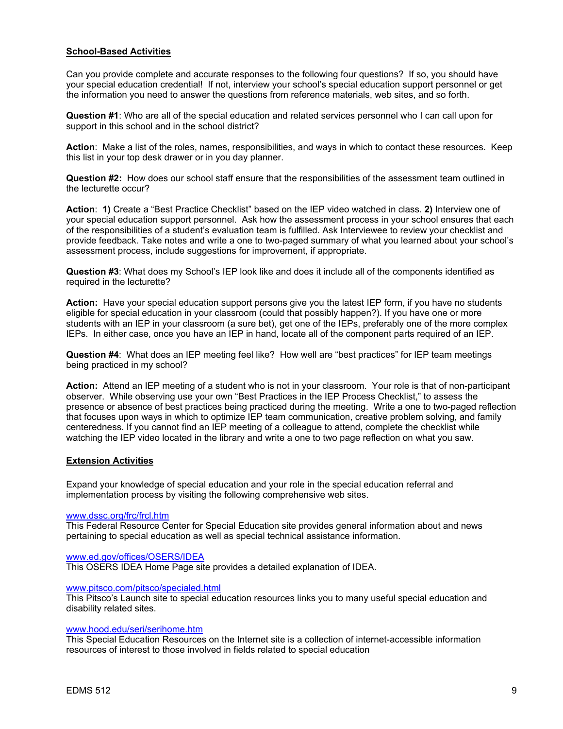## School-Based Activities

Can you provide complete and accurate responses to the following four questions? If so, you should have your special education credential! If not, interview your school's special education support personnel or get the information you need to answer the questions from reference materials, web sites, and so forth.

**Question #1**: Who are all of the special education and related services personnel who I can call upon for support in this school and in the school district?

**Action**: Make a list of the roles, names, responsibilities, and ways in which to contact these resources. Keep this list in your top desk drawer or in you day planner.

**Question #2:** How does our school staff ensure that the responsibilities of the assessment team outlined in the lecturette occur?

**Action**: **1)** Create a "Best Practice Checklist" based on the IEP video watched in class. **2)** Interview one of your special education support personnel. Ask how the assessment process in your school ensures that each of the responsibilities of a student's evaluation team is fulfilled. Ask Interviewee to review your checklist and provide feedback. Take notes and write a one to two-paged summary of what you learned about your school's assessment process, include suggestions for improvement, if appropriate.

**Question #3**: What does my School's IEP look like and does it include all of the components identified as required in the lecturette?

**Action:** Have your special education support persons give you the latest IEP form, if you have no students eligible for special education in your classroom (could that possibly happen?). If you have one or more students with an IEP in your classroom (a sure bet), get one of the IEPs, preferably one of the more complex IEPs. In either case, once you have an IEP in hand, locate all of the component parts required of an IEP.

**Question #4**: What does an IEP meeting feel like? How well are "best practices" for IEP team meetings being practiced in my school?

**Action:** Attend an IEP meeting of a student who is not in your classroom. Your role is that of non-participant observer. While observing use your own "Best Practices in the IEP Process Checklist," to assess the presence or absence of best practices being practiced during the meeting. Write a one to two-paged reflection that focuses upon ways in which to optimize IEP team communication, creative problem solving, and family centeredness. If you cannot find an IEP meeting of a colleague to attend, complete the checklist while watching the IEP video located in the library and write a one to two page reflection on what you saw.

## Extension Activities

Expand your knowledge of special education and your role in the special education referral and implementation process by visiting the following comprehensive web sites.

www.dssc.org/frc/frcl.htm
This Federal Resource Center for Special Education site provides general information about and news pertaining to special education as well as special technical assistance information.

www.ed.gov/offices/OSERS/IDEA
This OSERS IDEA Home Page site provides a detailed explanation of IDEA.

www.pitsco.com/pitsco/specialed.html
This Pitsco's Launch site to special education resources links you to many useful special education and disability related sites.

www.hood.edu/seri/serihome.htm
This Special Education Resources on the Internet site is a collection of internet-accessible information resources of interest to those involved in fields related to special education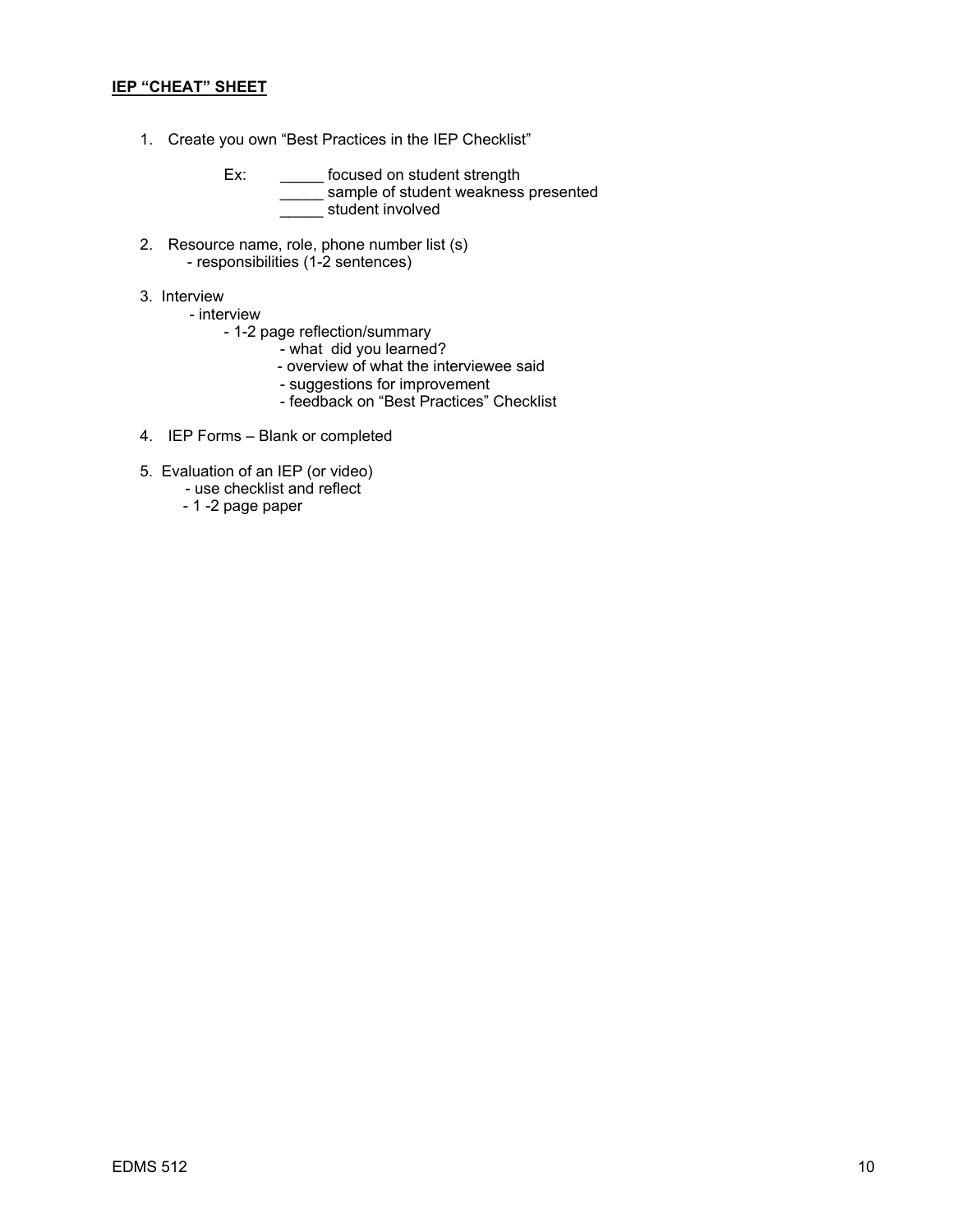**IEP "CHEAT" SHEET**

1. Create you own "Best Practices in the IEP Checklist"

   Ex: _____ focused on student strength
   _____ sample of student weakness presented
   _____ student involved

2. Resource name, role, phone number list (s)
   - responsibilities (1-2 sentences)

3. Interview
   - interview
     - 1-2 page reflection/summary
       - what did you learned?
       - overview of what the interviewee said
       - suggestions for improvement
       - feedback on "Best Practices" Checklist

4. IEP Forms – Blank or completed

5. Evaluation of an IEP (or video)
   - use checklist and reflect
   - 1 -2 page paper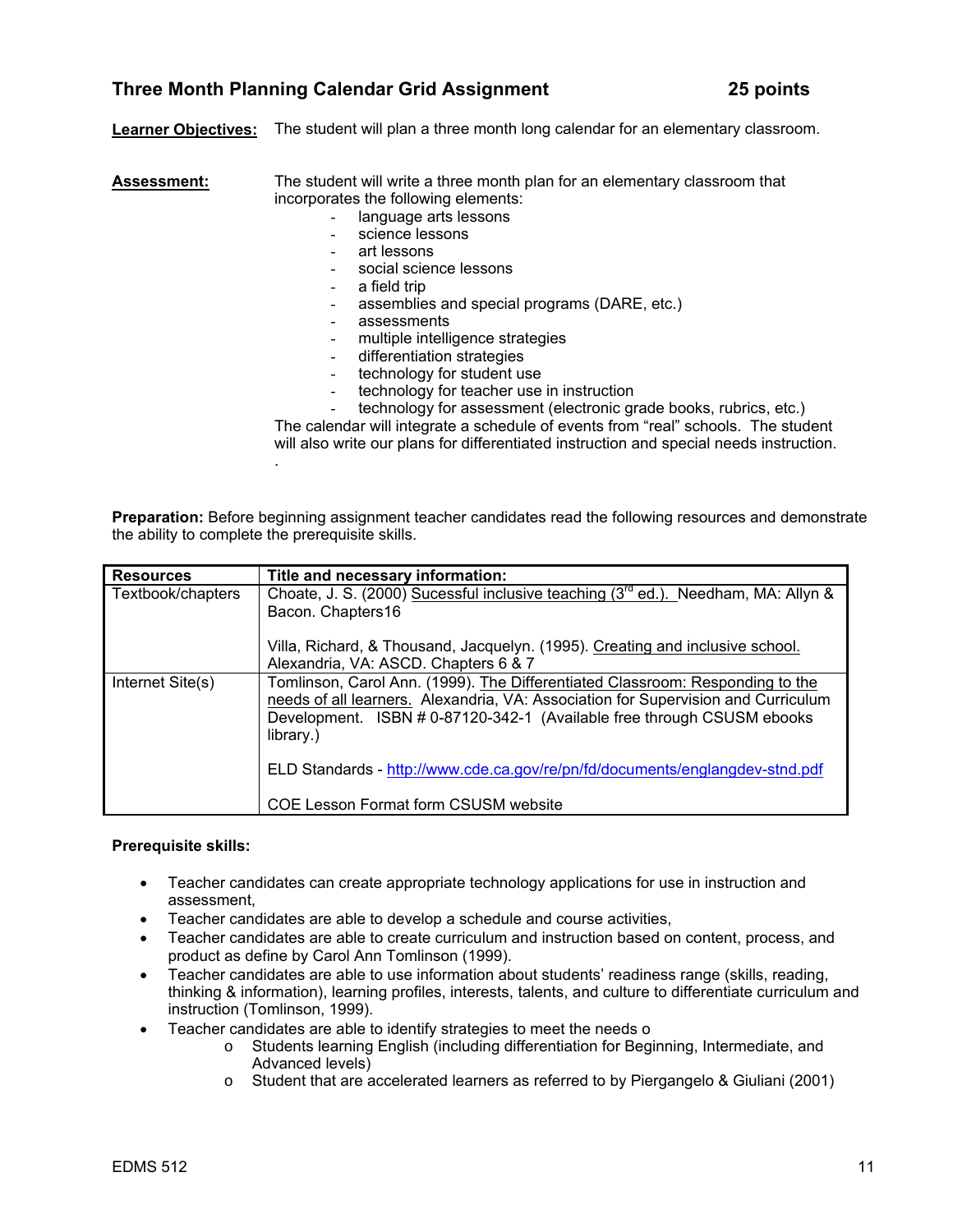## Three Month Planning Calendar Grid Assignment — 25 points

**Learner Objectives:** The student will plan a three month long calendar for an elementary classroom.

**Assessment:** The student will write a three month plan for an elementary classroom that incorporates the following elements:

- language arts lessons
- science lessons
- art lessons
- social science lessons
- a field trip
- assemblies and special programs (DARE, etc.)
- assessments
- multiple intelligence strategies
- differentiation strategies
- technology for student use
- technology for teacher use in instruction
- technology for assessment (electronic grade books, rubrics, etc.)

The calendar will integrate a schedule of events from "real" schools. The student will also write our plans for differentiated instruction and special needs instruction.

.

**Preparation:** Before beginning assignment teacher candidates read the following resources and demonstrate the ability to complete the prerequisite skills.

| **Resources** | **Title and necessary information:** |
|---|---|
| Textbook/chapters | Choate, J. S. (2000) Sucessful inclusive teaching (3rd ed.). Needham, MA: Allyn & Bacon. Chapters16<br><br>Villa, Richard, & Thousand, Jacquelyn. (1995). Creating and inclusive school. Alexandria, VA: ASCD. Chapters 6 & 7 |
| Internet Site(s) | Tomlinson, Carol Ann. (1999). The Differentiated Classroom: Responding to the needs of all learners. Alexandria, VA: Association for Supervision and Curriculum Development. ISBN # 0-87120-342-1 (Available free through CSUSM ebooks library.)<br><br>ELD Standards - http://www.cde.ca.gov/re/pn/fd/documents/englangdev-stnd.pdf<br><br>COE Lesson Format form CSUSM website |

**Prerequisite skills:**

- Teacher candidates can create appropriate technology applications for use in instruction and assessment,
- Teacher candidates are able to develop a schedule and course activities,
- Teacher candidates are able to create curriculum and instruction based on content, process, and product as define by Carol Ann Tomlinson (1999).
- Teacher candidates are able to use information about students' readiness range (skills, reading, thinking & information), learning profiles, interests, talents, and culture to differentiate curriculum and instruction (Tomlinson, 1999).
- Teacher candidates are able to identify strategies to meet the needs o
  - Students learning English (including differentiation for Beginning, Intermediate, and Advanced levels)
  - Student that are accelerated learners as referred to by Piergangelo & Giuliani (2001)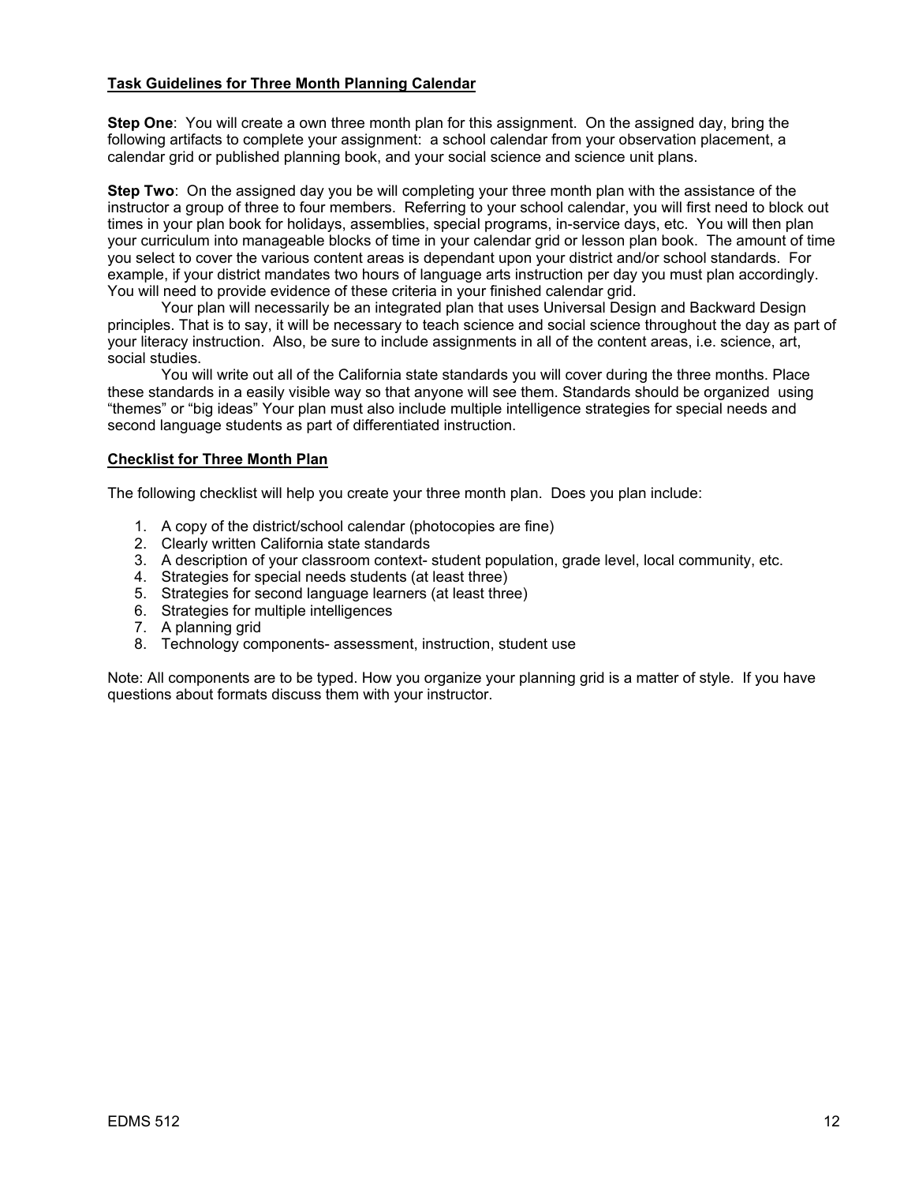**Task Guidelines for Three Month Planning Calendar**

**Step One**: You will create a own three month plan for this assignment. On the assigned day, bring the following artifacts to complete your assignment: a school calendar from your observation placement, a calendar grid or published planning book, and your social science and science unit plans.

**Step Two**: On the assigned day you be will completing your three month plan with the assistance of the instructor a group of three to four members. Referring to your school calendar, you will first need to block out times in your plan book for holidays, assemblies, special programs, in-service days, etc. You will then plan your curriculum into manageable blocks of time in your calendar grid or lesson plan book. The amount of time you select to cover the various content areas is dependant upon your district and/or school standards. For example, if your district mandates two hours of language arts instruction per day you must plan accordingly. You will need to provide evidence of these criteria in your finished calendar grid.

Your plan will necessarily be an integrated plan that uses Universal Design and Backward Design principles. That is to say, it will be necessary to teach science and social science throughout the day as part of your literacy instruction. Also, be sure to include assignments in all of the content areas, i.e. science, art, social studies.

You will write out all of the California state standards you will cover during the three months. Place these standards in a easily visible way so that anyone will see them. Standards should be organized using “themes” or “big ideas” Your plan must also include multiple intelligence strategies for special needs and second language students as part of differentiated instruction.

**Checklist for Three Month Plan**

The following checklist will help you create your three month plan. Does you plan include:

1. A copy of the district/school calendar (photocopies are fine)
2. Clearly written California state standards
3. A description of your classroom context- student population, grade level, local community, etc.
4. Strategies for special needs students (at least three)
5. Strategies for second language learners (at least three)
6. Strategies for multiple intelligences
7. A planning grid
8. Technology components- assessment, instruction, student use

Note: All components are to be typed. How you organize your planning grid is a matter of style. If you have questions about formats discuss them with your instructor.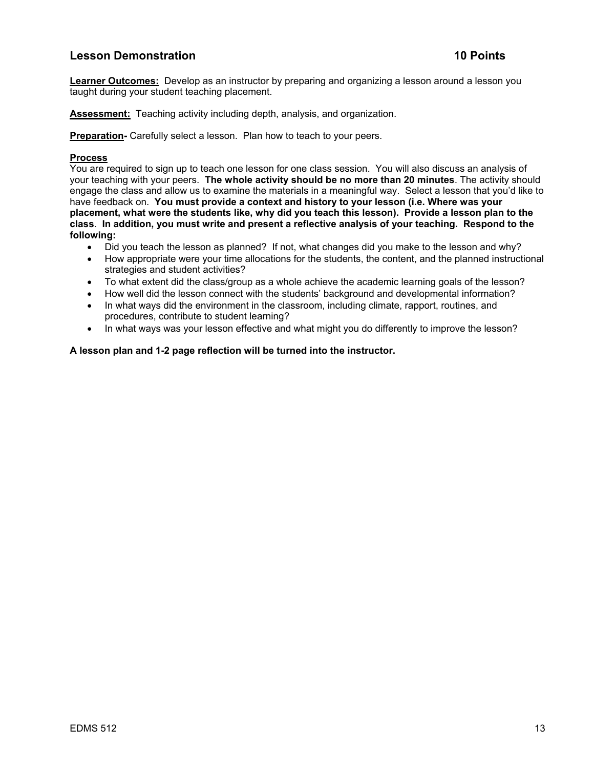## Lesson Demonstration 10 Points

**Learner Outcomes:** Develop as an instructor by preparing and organizing a lesson around a lesson you taught during your student teaching placement.

**Assessment:** Teaching activity including depth, analysis, and organization.

**Preparation-** Carefully select a lesson. Plan how to teach to your peers.

**Process**

You are required to sign up to teach one lesson for one class session. You will also discuss an analysis of your teaching with your peers. **The whole activity should be no more than 20 minutes**. The activity should engage the class and allow us to examine the materials in a meaningful way. Select a lesson that you'd like to have feedback on. **You must provide a context and history to your lesson (i.e. Where was your placement, what were the students like, why did you teach this lesson). Provide a lesson plan to the class**. **In addition, you must write and present a reflective analysis of your teaching. Respond to the following:**

- Did you teach the lesson as planned? If not, what changes did you make to the lesson and why?
- How appropriate were your time allocations for the students, the content, and the planned instructional strategies and student activities?
- To what extent did the class/group as a whole achieve the academic learning goals of the lesson?
- How well did the lesson connect with the students' background and developmental information?
- In what ways did the environment in the classroom, including climate, rapport, routines, and procedures, contribute to student learning?
- In what ways was your lesson effective and what might you do differently to improve the lesson?

**A lesson plan and 1-2 page reflection will be turned into the instructor.**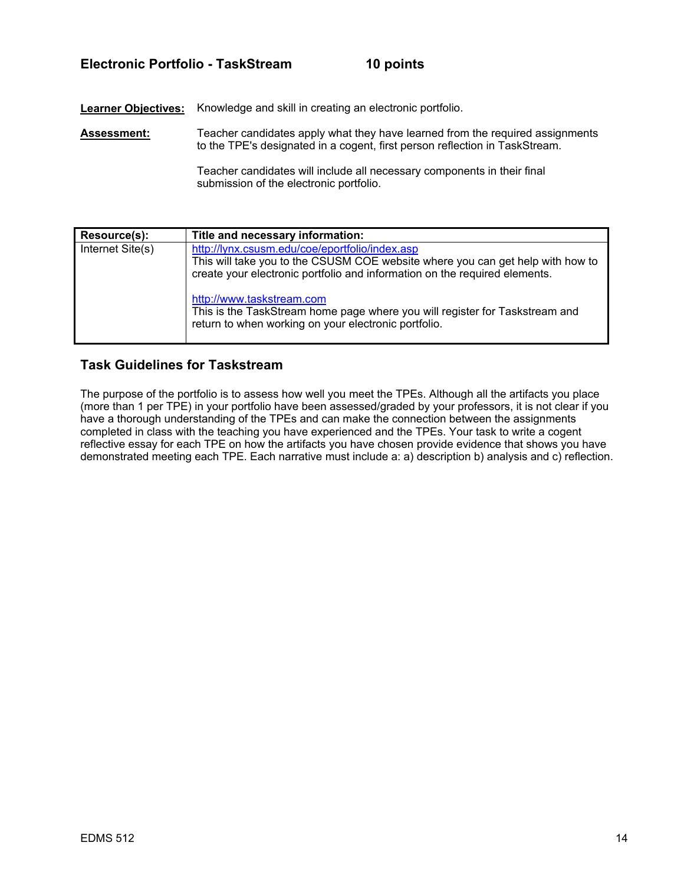## Electronic Portfolio - TaskStream 10 points

**Learner Objectives:** Knowledge and skill in creating an electronic portfolio.

**Assessment:** Teacher candidates apply what they have learned from the required assignments to the TPE's designated in a cogent, first person reflection in TaskStream.

Teacher candidates will include all necessary components in their final submission of the electronic portfolio.

| Resource(s): | Title and necessary information: |
|---|---|
| Internet Site(s) | http://lynx.csusm.edu/coe/eportfolio/index.asp<br>This will take you to the CSUSM COE website where you can get help with how to create your electronic portfolio and information on the required elements.<br><br>http://www.taskstream.com<br>This is the TaskStream home page where you will register for Taskstream and return to when working on your electronic portfolio. |

### Task Guidelines for Taskstream

The purpose of the portfolio is to assess how well you meet the TPEs. Although all the artifacts you place (more than 1 per TPE) in your portfolio have been assessed/graded by your professors, it is not clear if you have a thorough understanding of the TPEs and can make the connection between the assignments completed in class with the teaching you have experienced and the TPEs. Your task to write a cogent reflective essay for each TPE on how the artifacts you have chosen provide evidence that shows you have demonstrated meeting each TPE. Each narrative must include a: a) description b) analysis and c) reflection.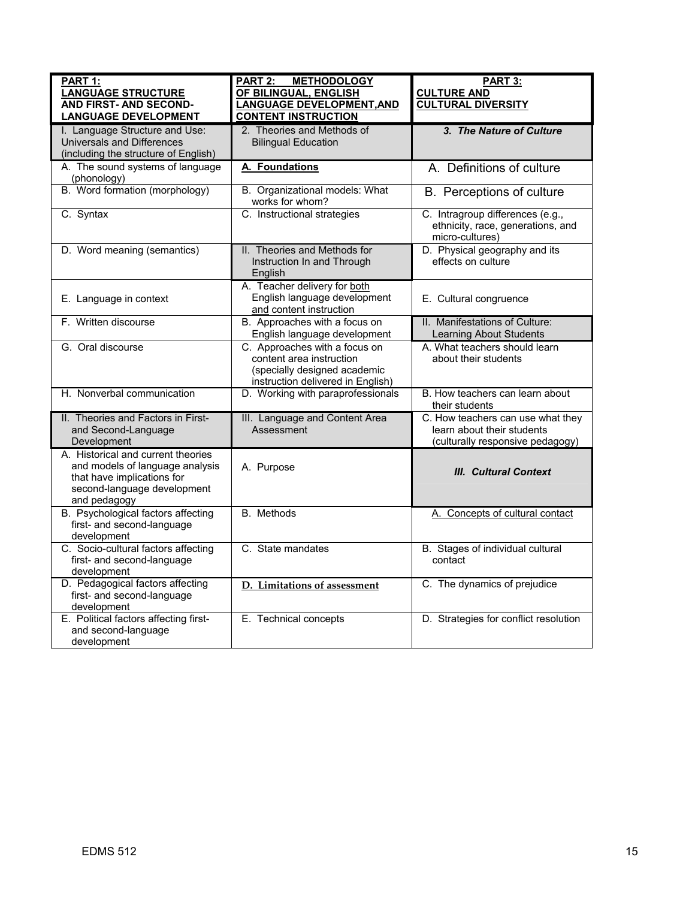| **PART 1: LANGUAGE STRUCTURE AND FIRST- AND SECOND-LANGUAGE DEVELOPMENT** | **PART 2: METHODOLOGY OF BILINGUAL, ENGLISH LANGUAGE DEVELOPMENT, AND CONTENT INSTRUCTION** | **PART 3: CULTURE AND CULTURAL DIVERSITY** |
|---|---|---|
| I. Language Structure and Use: Universals and Differences (including the structure of English) | 2. Theories and Methods of Bilingual Education | ***3. The Nature of Culture*** |
| A. The sound systems of language (phonology) | **A. Foundations** | A. Definitions of culture |
| B. Word formation (morphology) | B. Organizational models: What works for whom? | B. Perceptions of culture |
| C. Syntax | C. Instructional strategies | C. Intragroup differences (e.g., ethnicity, race, generations, and micro-cultures) |
| D. Word meaning (semantics) | II. Theories and Methods for Instruction In and Through English | D. Physical geography and its effects on culture |
| E. Language in context | A. Teacher delivery for both English language development and content instruction | E. Cultural congruence |
| F. Written discourse | B. Approaches with a focus on English language development | II. Manifestations of Culture: Learning About Students |
| G. Oral discourse | C. Approaches with a focus on content area instruction (specially designed academic instruction delivered in English) | A. What teachers should learn about their students |
| H. Nonverbal communication | D. Working with paraprofessionals | B. How teachers can learn about their students |
| II. Theories and Factors in First- and Second-Language Development | III. Language and Content Area Assessment | C. How teachers can use what they learn about their students (culturally responsive pedagogy) |
| A. Historical and current theories and models of language analysis that have implications for second-language development and pedagogy | A. Purpose | ***III. Cultural Context*** |
| B. Psychological factors affecting first- and second-language development | B. Methods | A. Concepts of cultural contact |
| C. Socio-cultural factors affecting first- and second-language development | C. State mandates | B. Stages of individual cultural contact |
| D. Pedagogical factors affecting first- and second-language development | **D. Limitations of assessment** | C. The dynamics of prejudice |
| E. Political factors affecting first- and second-language development | E. Technical concepts | D. Strategies for conflict resolution |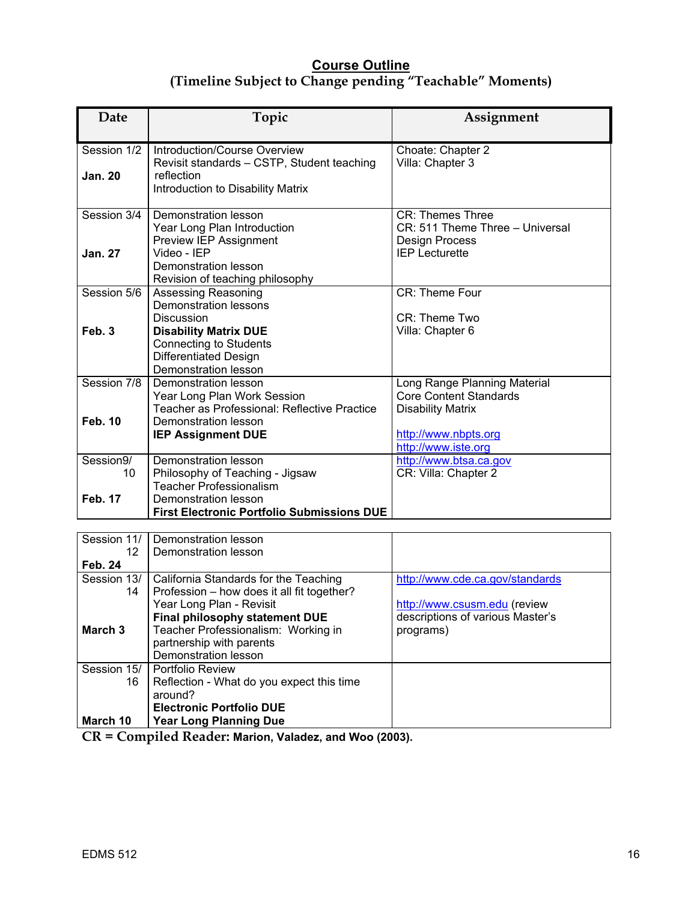## Course Outline
### (Timeline Subject to Change pending "Teachable" Moments)

| Date | Topic | Assignment |
|---|---|---|
| Session 1/2<br><br>**Jan. 20** | Introduction/Course Overview<br>Revisit standards – CSTP, Student teaching reflection<br>Introduction to Disability Matrix | Choate: Chapter 2<br>Villa: Chapter 3 |
| Session 3/4<br><br>**Jan. 27** | Demonstration lesson<br>Year Long Plan Introduction<br>Preview IEP Assignment<br>Video - IEP<br>Demonstration lesson<br>Revision of teaching philosophy | CR: Themes Three<br>CR: 511 Theme Three – Universal Design Process<br>IEP Lecturette |
| Session 5/6<br><br>**Feb. 3** | Assessing Reasoning<br>Demonstration lessons<br>Discussion<br>**Disability Matrix DUE**<br>Connecting to Students<br>Differentiated Design<br>Demonstration lesson | CR: Theme Four<br><br>CR: Theme Two<br>Villa: Chapter 6 |
| Session 7/8<br><br>**Feb. 10** | Demonstration lesson<br>Year Long Plan Work Session<br>Teacher as Professional: Reflective Practice<br>Demonstration lesson<br>**IEP Assignment DUE** | Long Range Planning Material<br>Core Content Standards<br>Disability Matrix<br><br>http://www.nbpts.org<br>http://www.iste.org |
| Session9/ 10<br><br>**Feb. 17** | Demonstration lesson<br>Philosophy of Teaching - Jigsaw<br>Teacher Professionalism<br>Demonstration lesson<br>**First Electronic Portfolio Submissions DUE** | http://www.btsa.ca.gov<br>CR: Villa: Chapter 2 |
| Session 11/ 12<br>**Feb. 24** | Demonstration lesson<br>Demonstration lesson | |
| Session 13/ 14<br><br>**March 3** | California Standards for the Teaching Profession – how does it all fit together?<br>Year Long Plan - Revisit<br>**Final philosophy statement DUE**<br>Teacher Professionalism: Working in partnership with parents<br>Demonstration lesson | http://www.cde.ca.gov/standards<br><br>http://www.csusm.edu (review descriptions of various Master's programs) |
| Session 15/ 16<br><br>**March 10** | Portfolio Review<br>Reflection - What do you expect this time around?<br>**Electronic Portfolio DUE**<br>**Year Long Planning Due** | |

**CR = Compiled Reader: Marion, Valadez, and Woo (2003).**